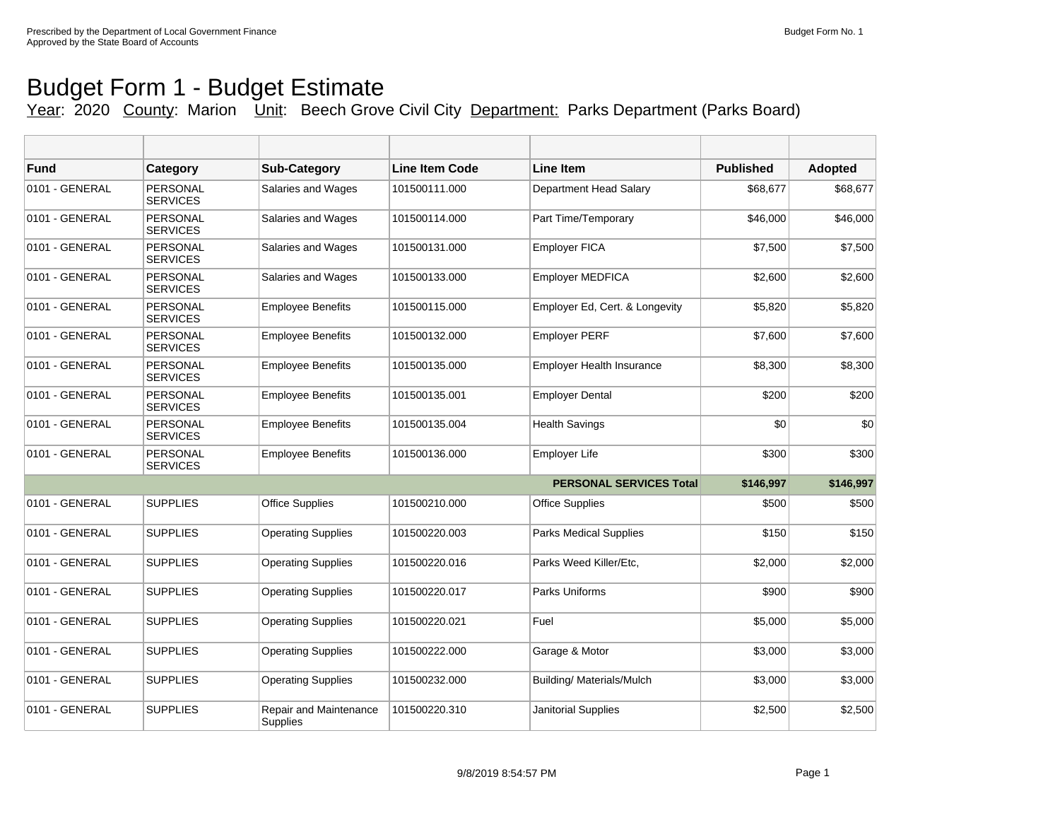Prescribed by the Department of Local Government Finance
Approved by the State Board of Accounts

Budget Form No. 1

# Budget Form 1 - Budget Estimate

Year: 2020 County: Marion Unit: Beech Grove Civil City Department: Parks Department (Parks Board)

| Fund | Category | Sub-Category | Line Item Code | Line Item | Published | Adopted |
|---|---|---|---|---|---|---|
| 0101 - GENERAL | PERSONAL SERVICES | Salaries and Wages | 101500111.000 | Department Head Salary | $68,677 | $68,677 |
| 0101 - GENERAL | PERSONAL SERVICES | Salaries and Wages | 101500114.000 | Part Time/Temporary | $46,000 | $46,000 |
| 0101 - GENERAL | PERSONAL SERVICES | Salaries and Wages | 101500131.000 | Employer FICA | $7,500 | $7,500 |
| 0101 - GENERAL | PERSONAL SERVICES | Salaries and Wages | 101500133.000 | Employer MEDFICA | $2,600 | $2,600 |
| 0101 - GENERAL | PERSONAL SERVICES | Employee Benefits | 101500115.000 | Employer Ed, Cert. & Longevity | $5,820 | $5,820 |
| 0101 - GENERAL | PERSONAL SERVICES | Employee Benefits | 101500132.000 | Employer PERF | $7,600 | $7,600 |
| 0101 - GENERAL | PERSONAL SERVICES | Employee Benefits | 101500135.000 | Employer Health Insurance | $8,300 | $8,300 |
| 0101 - GENERAL | PERSONAL SERVICES | Employee Benefits | 101500135.001 | Employer Dental | $200 | $200 |
| 0101 - GENERAL | PERSONAL SERVICES | Employee Benefits | 101500135.004 | Health Savings | $0 | $0 |
| 0101 - GENERAL | PERSONAL SERVICES | Employee Benefits | 101500136.000 | Employer Life | $300 | $300 |
| | | | | **PERSONAL SERVICES Total** | **$146,997** | **$146,997** |
| 0101 - GENERAL | SUPPLIES | Office Supplies | 101500210.000 | Office Supplies | $500 | $500 |
| 0101 - GENERAL | SUPPLIES | Operating Supplies | 101500220.003 | Parks Medical Supplies | $150 | $150 |
| 0101 - GENERAL | SUPPLIES | Operating Supplies | 101500220.016 | Parks Weed Killer/Etc, | $2,000 | $2,000 |
| 0101 - GENERAL | SUPPLIES | Operating Supplies | 101500220.017 | Parks Uniforms | $900 | $900 |
| 0101 - GENERAL | SUPPLIES | Operating Supplies | 101500220.021 | Fuel | $5,000 | $5,000 |
| 0101 - GENERAL | SUPPLIES | Operating Supplies | 101500222.000 | Garage & Motor | $3,000 | $3,000 |
| 0101 - GENERAL | SUPPLIES | Operating Supplies | 101500232.000 | Building/ Materials/Mulch | $3,000 | $3,000 |
| 0101 - GENERAL | SUPPLIES | Repair and Maintenance Supplies | 101500220.310 | Janitorial Supplies | $2,500 | $2,500 |

9/8/2019 8:54:57 PM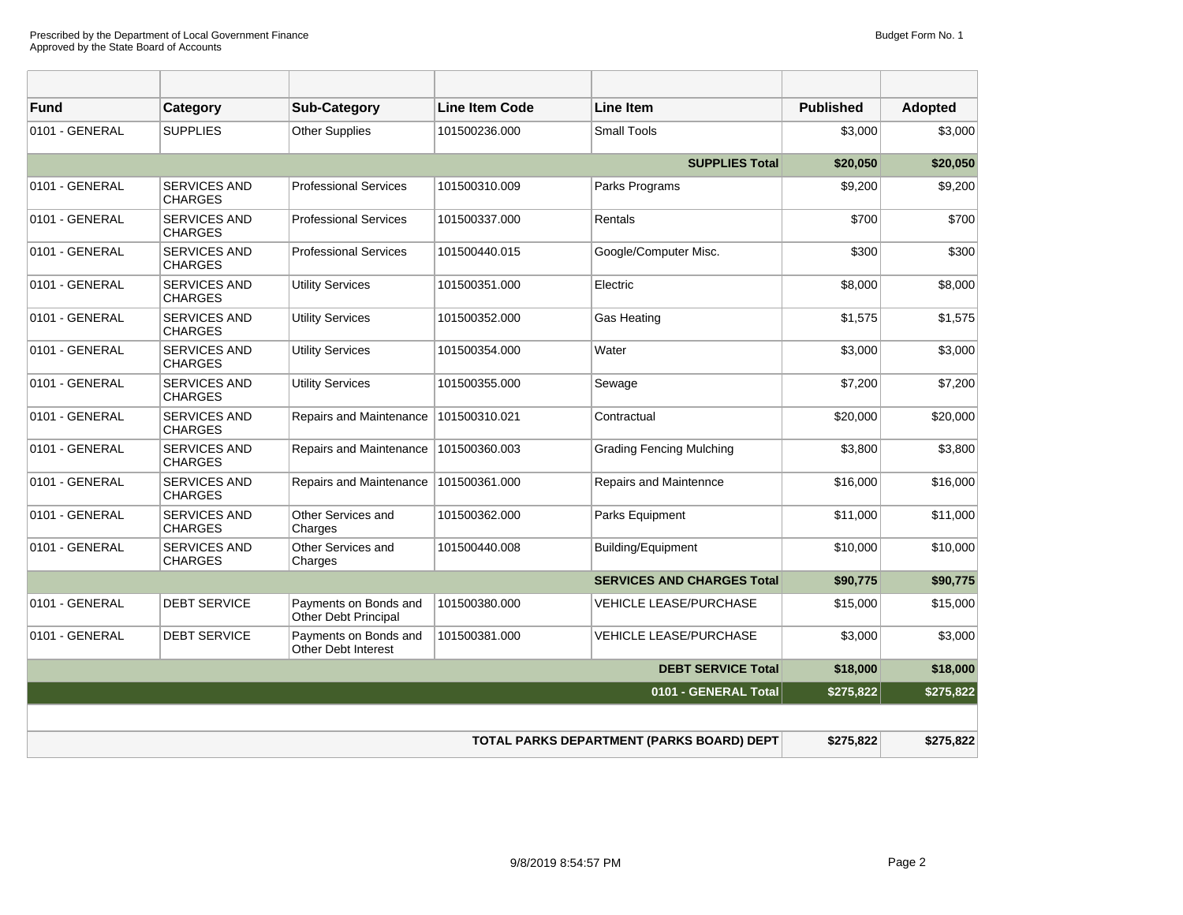Prescribed by the Department of Local Government Finance
Approved by the State Board of Accounts

Budget Form No. 1

| Fund | Category | Sub-Category | Line Item Code | Line Item | Published | Adopted |
|---|---|---|---|---|---|---|
| 0101 - GENERAL | SUPPLIES | Other Supplies | 101500236.000 | Small Tools | $3,000 | $3,000 |
| | | | | **SUPPLIES Total** | **$20,050** | **$20,050** |
| 0101 - GENERAL | SERVICES AND CHARGES | Professional Services | 101500310.009 | Parks Programs | $9,200 | $9,200 |
| 0101 - GENERAL | SERVICES AND CHARGES | Professional Services | 101500337.000 | Rentals | $700 | $700 |
| 0101 - GENERAL | SERVICES AND CHARGES | Professional Services | 101500440.015 | Google/Computer Misc. | $300 | $300 |
| 0101 - GENERAL | SERVICES AND CHARGES | Utility Services | 101500351.000 | Electric | $8,000 | $8,000 |
| 0101 - GENERAL | SERVICES AND CHARGES | Utility Services | 101500352.000 | Gas Heating | $1,575 | $1,575 |
| 0101 - GENERAL | SERVICES AND CHARGES | Utility Services | 101500354.000 | Water | $3,000 | $3,000 |
| 0101 - GENERAL | SERVICES AND CHARGES | Utility Services | 101500355.000 | Sewage | $7,200 | $7,200 |
| 0101 - GENERAL | SERVICES AND CHARGES | Repairs and Maintenance | 101500310.021 | Contractual | $20,000 | $20,000 |
| 0101 - GENERAL | SERVICES AND CHARGES | Repairs and Maintenance | 101500360.003 | Grading Fencing Mulching | $3,800 | $3,800 |
| 0101 - GENERAL | SERVICES AND CHARGES | Repairs and Maintenance | 101500361.000 | Repairs and Maintennce | $16,000 | $16,000 |
| 0101 - GENERAL | SERVICES AND CHARGES | Other Services and Charges | 101500362.000 | Parks Equipment | $11,000 | $11,000 |
| 0101 - GENERAL | SERVICES AND CHARGES | Other Services and Charges | 101500440.008 | Building/Equipment | $10,000 | $10,000 |
| | | | | **SERVICES AND CHARGES Total** | **$90,775** | **$90,775** |
| 0101 - GENERAL | DEBT SERVICE | Payments on Bonds and Other Debt Principal | 101500380.000 | VEHICLE LEASE/PURCHASE | $15,000 | $15,000 |
| 0101 - GENERAL | DEBT SERVICE | Payments on Bonds and Other Debt Interest | 101500381.000 | VEHICLE LEASE/PURCHASE | $3,000 | $3,000 |
| | | | | **DEBT SERVICE Total** | **$18,000** | **$18,000** |
| | | | | **0101 - GENERAL Total** | **$275,822** | **$275,822** |
| | | | | **TOTAL PARKS DEPARTMENT (PARKS BOARD) DEPT** | **$275,822** | **$275,822** |

9/8/2019 8:54:57 PM